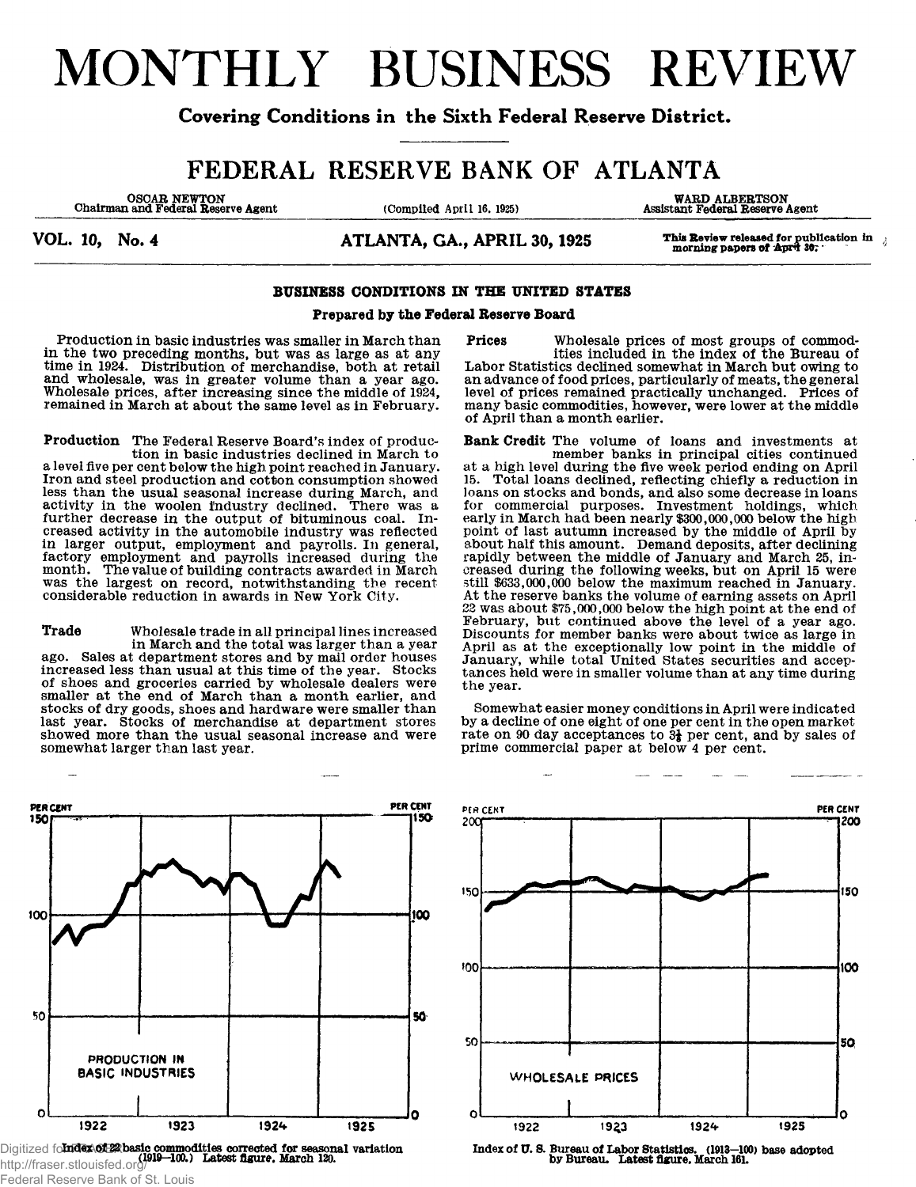# MONTHLY BUSINESS REVIEW

**Covering Conditions in the Sixth Federal Reserve District.**

## FEDERAL RESERVE BANK OF ATLANTA

OSCAR NEWTON
Chairman and Federal Reserve Agent

(Compiled April 16, 1925)

WARD ALBERTSON
Assistant Federal Reserve Agent

**VOL. 10, No. 4** — **ATLANTA, GA., APRIL 30, 1925** — This Review released for publication in morning papers of April 30.

### BUSINESS CONDITIONS IN THE UNITED STATES

**Prepared by the Federal Reserve Board**

Production in basic industries was smaller in March than in the two preceding months, but was as large as at any time in 1924. Distribution of merchandise, both at retail and wholesale, was in greater volume than a year ago. Wholesale prices, after increasing since the middle of 1924, remained in March at about the same level as in February.

**Production** The Federal Reserve Board's index of production in basic industries declined in March to a level five per cent below the high point reached in January. Iron and steel production and cotton consumption showed less than the usual seasonal increase during March, and activity in the woolen industry declined. There was a further decrease in the output of bituminous coal. Increased activity in the automobile industry was reflected in larger output, employment and payrolls. In general, factory employment and payrolls increased during the month. The value of building contracts awarded in March was the largest on record, notwithstanding the recent considerable reduction in awards in New York City.

**Trade** Wholesale trade in all principal lines increased in March and the total was larger than a year ago. Sales at department stores and by mail order houses increased less than usual at this time of the year. Stocks of shoes and groceries carried by wholesale dealers were smaller at the end of March than a month earlier, and stocks of dry goods, shoes and hardware were smaller than last year. Stocks of merchandise at department stores showed more than the usual seasonal increase and were somewhat larger than last year.

**Prices** Wholesale prices of most groups of commodities included in the index of the Bureau of Labor Statistics declined somewhat in March but owing to an advance of food prices, particularly of meats, the general level of prices remained practically unchanged. Prices of many basic commodities, however, were lower at the middle of April than a month earlier.

**Bank Credit** The volume of loans and investments at member banks in principal cities continued at a high level during the five week period ending on April 15. Total loans declined, reflecting chiefly a reduction in loans on stocks and bonds, and also some decrease in loans for commercial purposes. Investment holdings, which early in March had been nearly $300,000,000 below the high point of last autumn increased by the middle of April by about half this amount. Demand deposits, after declining rapidly between the middle of January and March 25, increased during the following weeks, but on April 15 were still $633,000,000 below the maximum reached in January. At the reserve banks the volume of earning assets on April 22 was about $75,000,000 below the high point at the end of February, but continued above the level of a year ago. Discounts for member banks were about twice as large in April as at the exceptionally low point in the middle of January, while total United States securities and acceptances held were in smaller volume than at any time during the year.

Somewhat easier money conditions in April were indicated by a decline of one eighth of one per cent in the open market rate on 90 day acceptances to 3⅛ per cent, and by sales of prime commercial paper at below 4 per cent.

PRODUCTION IN BASIC INDUSTRIES

Index of 22 basic commodities corrected for seasonal variation (1919—100.) Latest figure, March 120.

WHOLESALE PRICES

Index of U. S. Bureau of Labor Statistics. (1913—100) base adopted by Bureau. Latest figure, March 161.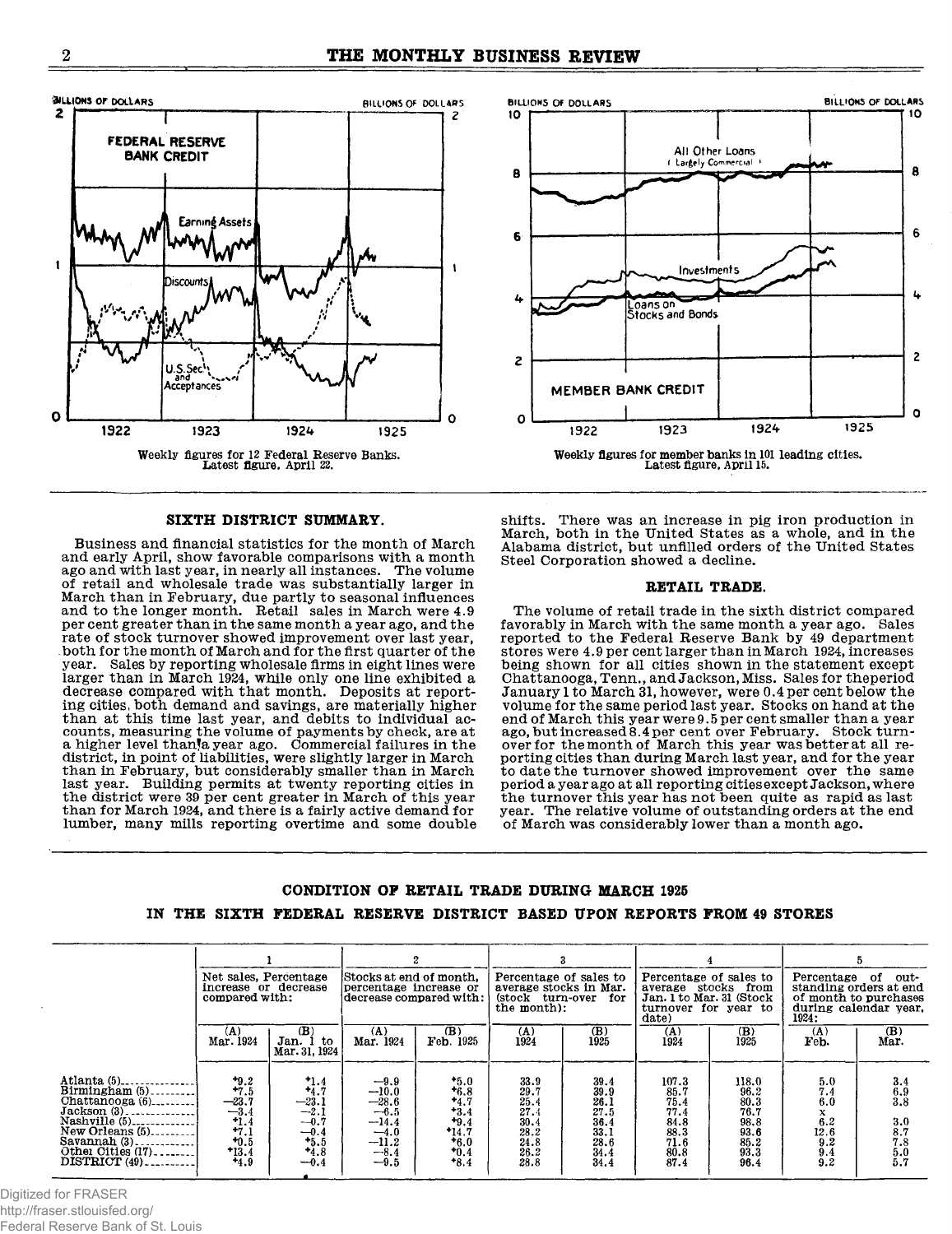Weekly figures for 12 Federal Reserve Banks. Latest figure, April 22.

Weekly figures for member banks in 101 leading cities. Latest figure, April 15.

## SIXTH DISTRICT SUMMARY.

Business and financial statistics for the month of March and early April, show favorable comparisons with a month ago and with last year, in nearly all instances. The volume of retail and wholesale trade was substantially larger in March than in February, due partly to seasonal influences and to the longer month. Retail sales in March were 4.9 per cent greater than in the same month a year ago, and the rate of stock turnover showed improvement over last year, both for the month of March and for the first quarter of the year. Sales by reporting wholesale firms in eight lines were larger than in March 1924, while only one line exhibited a decrease compared with that month. Deposits at reporting cities, both demand and savings, are materially higher than at this time last year, and debits to individual accounts, measuring the volume of payments by check, are at a higher level than a year ago. Commercial failures in the district, in point of liabilities, were slightly larger in March than in February, but considerably smaller than in March last year. Building permits at twenty reporting cities in the district were 39 per cent greater in March of this year than for March 1924, and there is a fairly active demand for lumber, many mills reporting overtime and some double shifts. There was an increase in pig iron production in March, both in the United States as a whole, and in the Alabama district, but unfilled orders of the United States Steel Corporation showed a decline.

## RETAIL TRADE.

The volume of retail trade in the sixth district compared favorably in March with the same month a year ago. Sales reported to the Federal Reserve Bank by 49 department stores were 4.9 per cent larger than in March 1924, increases being shown for all cities shown in the statement except Chattanooga, Tenn., and Jackson, Miss. Sales for the period January 1 to March 31, however, were 0.4 per cent below the volume for the same period last year. Stocks on hand at the end of March this year were 9.5 per cent smaller than a year ago, but increased 8.4 per cent over February. Stock turnover for the month of March this year was better at all reporting cities than during March last year, and for the year to date the turnover showed improvement over the same period a year ago at all reporting cities except Jackson, where the turnover this year has not been quite as rapid as last year. The relative volume of outstanding orders at the end of March was considerably lower than a month ago.

### CONDITION OF RETAIL TRADE DURING MARCH 1925
### IN THE SIXTH FEDERAL RESERVE DISTRICT BASED UPON REPORTS FROM 49 STORES

| | 1 | | 2 | | 3 | | 4 | | 5 | |
|---|---|---|---|---|---|---|---|---|---|---|
| | Net sales, Percentage increase or decrease compared with: | | Stocks at end of month, percentage increase or decrease compared with: | | Percentage of sales to average stocks in Mar. (stock turn-over for the month): | | Percentage of sales to average stocks from Jan. 1 to Mar. 31 (Stock turnover for year to date) | | Percentage of outstanding orders at end of month to purchases during calendar year, 1924: | |
| | (A) Mar. 1924 | (B) Jan. 1 to Mar. 31, 1924 | (A) Mar. 1924 | (B) Feb. 1925 | (A) 1924 | (B) 1925 | (A) 1924 | (B) 1925 | (A) Feb. | (B) Mar. |
| Atlanta (5) | +9.2 | +1.4 | —9.9 | +5.0 | 33.9 | 39.4 | 107.3 | 118.0 | 5.0 | 3.4 |
| Birmingham (5) | +7.5 | +4.7 | —10.0 | +6.8 | 29.7 | 39.9 | 85.7 | 96.2 | 7.4 | 6.9 |
| Chattanooga (6) | —23.7 | —23.1 | —28.6 | +4.7 | 25.4 | 26.1 | 75.4 | 80.3 | 6.0 | 3.8 |
| Jackson (3) | —3.4 | —2.1 | —6.5 | +3.4 | 27.4 | 27.5 | 77.4 | 76.7 | x | |
| Nashville (5) | +1.4 | —0.7 | —14.4 | +9.4 | 30.4 | 36.4 | 84.8 | 98.8 | 6.2 | 3.0 |
| New Orleans (5) | +7.1 | —0.4 | —4.0 | +14.7 | 28.2 | 33.1 | 88.3 | 93.6 | 12.6 | 8.7 |
| Savannah (3) | +0.5 | +5.5 | —11.2 | +6.0 | 24.8 | 28.6 | 71.6 | 85.2 | 9.2 | 7.8 |
| Other Cities (17) | +13.4 | +4.8 | —8.4 | +0.4 | 26.2 | 34.4 | 80.8 | 93.3 | 9.4 | 5.0 |
| DISTRICT (49) | +4.9 | —0.4 | —9.5 | +8.4 | 28.8 | 34.4 | 87.4 | 96.4 | 9.2 | 5.7 |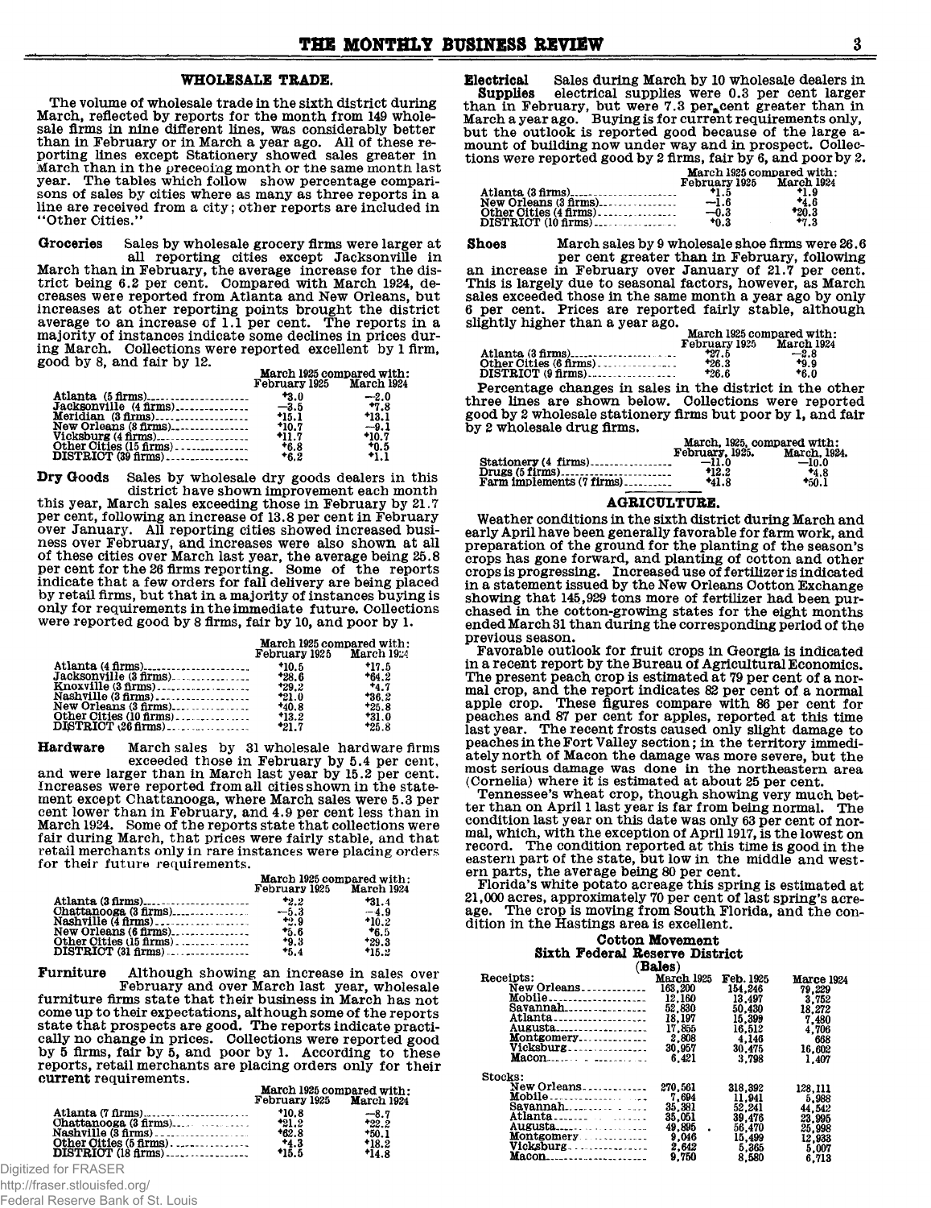## WHOLESALE TRADE.

The volume of wholesale trade in the sixth district during March, reflected by reports for the month from 149 wholesale firms in nine different lines, was considerably better than in February or in March a year ago. All of these reporting lines except Stationery showed sales greater in March than in the preceding month or the same month last year. The tables which follow show percentage comparisons of sales by cities where as many as three reports in a line are received from a city; other reports are included in "Other Cities."

**Groceries** Sales by wholesale grocery firms were larger at all reporting cities except Jacksonville in March than in February, the average increase for the district being 6.2 per cent. Compared with March 1924, decreases were reported from Atlanta and New Orleans, but increases at other reporting points brought the district average to an increase of 1.1 per cent. The reports in a majority of instances indicate some declines in prices during March. Collections were reported excellent by 1 firm, good by 8, and fair by 12.

| | March 1925 compared with: | |
|---|---|---|
| | February 1925 | March 1924 |
| Atlanta (5 firms) | +3.0 | —2.0 |
| Jacksonville (4 firms) | —3.5 | +7.8 |
| Meridian (3 firms) | +15.1 | +13.1 |
| New Orleans (8 firms) | +10.7 | —9.1 |
| Vicksburg (4 firms) | +11.7 | +10.7 |
| Other Cities (15 firms) | +6.8 | +0.5 |
| DISTRICT (39 firms) | +6.2 | +1.1 |

**Dry Goods** Sales by wholesale dry goods dealers in this district have shown improvement each month this year, March sales exceeding those in February by 21.7 per cent, following an increase of 13.8 per cent in February over January. All reporting cities showed increased business over February, and increases were also shown at all of these cities over March last year, the average being 25.8 per cent for the 26 firms reporting. Some of the reports indicate that a few orders for fall delivery are being placed by retail firms, but that in a majority of instances buying is only for requirements in the immediate future. Collections were reported good by 8 firms, fair by 10, and poor by 1.

| | March 1925 compared with: | |
|---|---|---|
| | February 1925 | March 1924 |
| Atlanta (4 firms) | +10.5 | +17.5 |
| Jacksonville (3 firms) | +28.6 | +64.2 |
| Knoxville (3 firms) | +29.2 | +4.7 |
| Nashville (3 firms) | +21.0 | +36.2 |
| New Orleans (3 firms) | +40.8 | +25.8 |
| Other Cities (10 firms) | +13.2 | +31.0 |
| DISTRICT (26 firms) | +21.7 | +25.8 |

**Hardware** March sales by 31 wholesale hardware firms exceeded those in February by 5.4 per cent, and were larger than in March last year by 15.2 per cent. Increases were reported from all cities shown in the statement except Chattanooga, where March sales were 5.3 per cent lower than in February, and 4.9 per cent less than in March 1924. Some of the reports state that collections were fair during March, that prices were fairly stable, and that retail merchants only in rare instances were placing orders for their future requirements.

| | March 1925 compared with: | |
|---|---|---|
| | February 1925 | March 1924 |
| Atlanta (3 firms) | +2.2 | +31.4 |
| Chattanooga (3 firms) | —5.3 | —4.9 |
| Nashville (4 firms) | +2.9 | +10.2 |
| New Orleans (6 firms) | +5.6 | +6.5 |
| Other Cities (15 firms) | +9.3 | +29.3 |
| DISTRICT (31 firms) | +5.4 | +15.2 |

**Furniture** Although showing an increase in sales over February and over March last year, wholesale furniture firms state that their business in March has not come up to their expectations, although some of the reports state that prospects are good. The reports indicate practically no change in prices. Collections were reported good by 5 firms, fair by 5, and poor by 1. According to these reports, retail merchants are placing orders only for their current requirements.

| | March 1925 compared with: | |
|---|---|---|
| | February 1925 | March 1924 |
| Atlanta (7 firms) | +10.8 | —8.7 |
| Chattanooga (3 firms) | +21.2 | +22.2 |
| Nashville (3 firms) | +62.8 | +50.1 |
| Other Cities (5 firms) | +4.3 | +18.2 |
| DISTRICT (18 firms) | +15.5 | +14.8 |

**Electrical Supplies** Sales during March by 10 wholesale dealers in electrical supplies were 0.3 per cent larger than in February, but were 7.3 per cent greater than in March a year ago. Buying is for current requirements only, but the outlook is reported good because of the large amount of building now under way and in prospect. Collections were reported good by 2 firms, fair by 6, and poor by 2.

| | March 1925 compared with: | |
|---|---|---|
| | February 1925 | March 1924 |
| Atlanta (3 firms) | +1.5 | +1.9 |
| New Orleans (3 firms) | —1.6 | +4.6 |
| Other Cities (4 firms) | —0.3 | +20.3 |
| DISTRICT (10 firms) | +0.3 | +7.3 |

**Shoes** March sales by 9 wholesale shoe firms were 26.6 per cent greater than in February, following an increase in February over January of 21.7 per cent. This is largely due to seasonal factors, however, as March sales exceeded those in the same month a year ago by only 6 per cent. Prices are reported fairly stable, although slightly higher than a year ago.

| | March 1925 compared with: | |
|---|---|---|
| | February 1925 | March 1924 |
| Atlanta (3 firms) | +27.5 | —2.8 |
| Other Cities (6 firms) | +26.3 | +9.9 |
| DISTRICT (9 firms) | +26.6 | +6.0 |

Percentage changes in sales in the district in the other three lines are shown below. Collections were reported good by 2 wholesale stationery firms but poor by 1, and fair by 2 wholesale drug firms.

| | March, 1925, compared with: | |
|---|---|---|
| | February, 1925. | March, 1924. |
| Stationery (4 firms) | —11.0 | —10.0 |
| Drugs (5 firms) | +12.2 | +4.8 |
| Farm implements (7 firms) | +41.8 | +50.1 |

## AGRICULTURE.

Weather conditions in the sixth district during March and early April have been generally favorable for farm work, and preparation of the ground for the planting of the season's crops has gone forward, and planting of cotton and other crops is progressing. Increased use of fertilizer is indicated in a statement issued by the New Orleans Cotton Exchange showing that 145,929 tons more of fertilizer had been purchased in the cotton-growing states for the eight months ended March 31 than during the corresponding period of the previous season.

Favorable outlook for fruit crops in Georgia is indicated in a recent report by the Bureau of Agricultural Economics. The present peach crop is estimated at 79 per cent of a normal crop, and the report indicates 82 per cent of a normal apple crop. These figures compare with 86 per cent for peaches and 87 per cent for apples, reported at this time last year. The recent frosts caused only slight damage to peaches in the Fort Valley section; in the territory immediately north of Macon the damage was more severe, but the most serious damage was done in the northeastern area (Cornelia) where it is estimated at about 25 per cent.

Tennessee's wheat crop, though showing very much better than on April 1 last year is far from being normal. The condition last year on this date was only 63 per cent of normal, which, with the exception of April 1917, is the lowest on record. The condition reported at this time is good in the eastern part of the state, but low in the middle and western parts, the average being 80 per cent.

Florida's white potato acreage this spring is estimated at 21,000 acres, approximately 70 per cent of last spring's acreage. The crop is moving from South Florida, and the condition in the Hastings area is excellent.

### Cotton Movement
### Sixth Federal Reserve District
(Bales)

| | March 1925 | Feb. 1925 | Marce 1924 |
|---|---|---|---|
| Receipts: | | | |
| New Orleans | 163,200 | 154,246 | 79,229 |
| Mobile | 12,160 | 13,497 | 3,752 |
| Savannah | 52,830 | 50,430 | 18,272 |
| Atlanta | 18,197 | 15,399 | 7,480 |
| Augusta | 17,855 | 16,512 | 4,706 |
| Montgomery | 2,808 | 4,146 | 668 |
| Vicksburg | 30,957 | 30,475 | 16,602 |
| Macon | 6,421 | 3,798 | 1,407 |
| Stocks: | | | |
| New Orleans | 270,561 | 318,392 | 128,111 |
| Mobile | 7,694 | 11,941 | 5,988 |
| Savannah | 35,381 | 52,241 | 44,542 |
| Atlanta | 35,051 | 39,476 | 23,995 |
| Augusta | 49,895 | 56,470 | 25,998 |
| Montgomery | 9,046 | 15,499 | 12,933 |
| Vicksburg | 2,642 | 5,365 | 5,007 |
| Macon | 9,750 | 8,580 | 6,713 |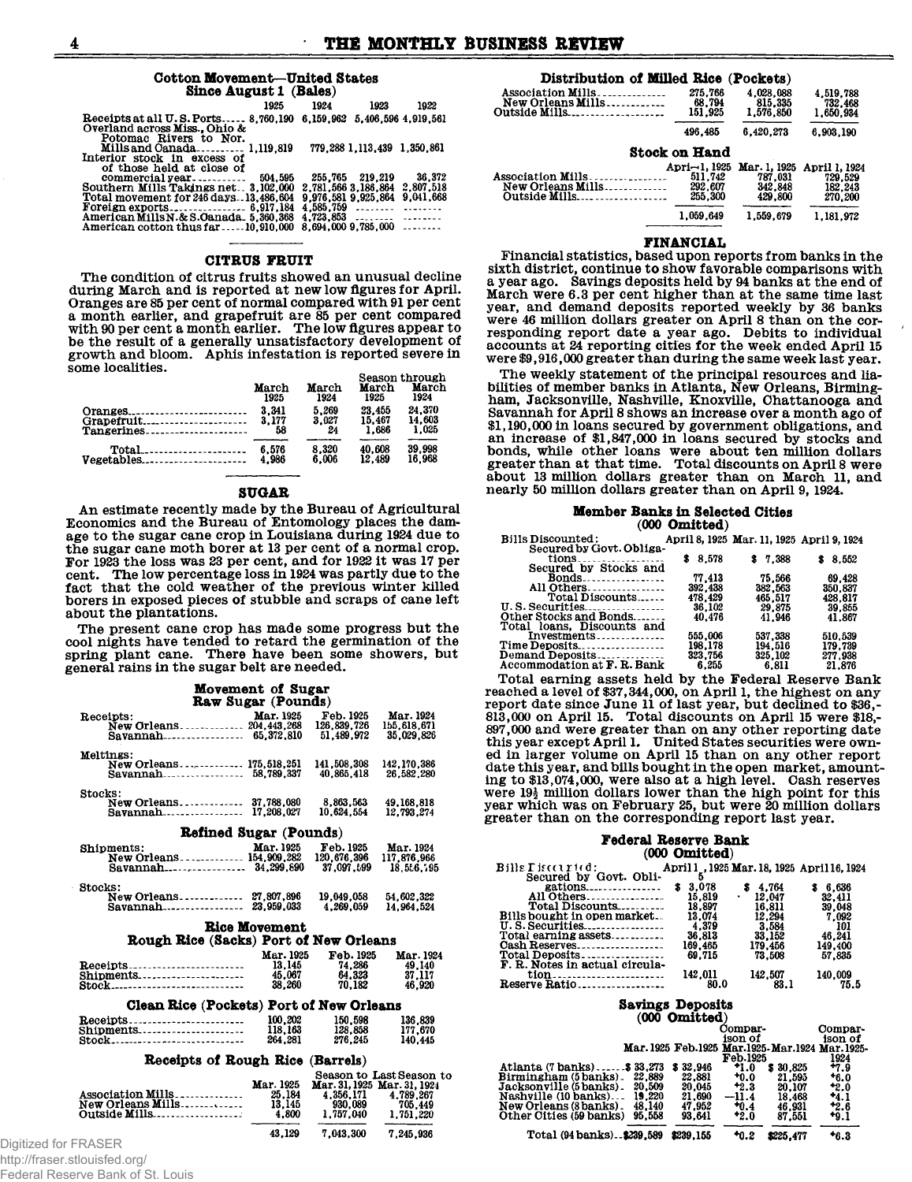### Cotton Movement—United States
#### Since August 1 (Bales)

| | 1925 | 1924 | 1923 | 1922 |
|---|---|---|---|---|
| Receipts at all U. S. Ports | 8,760,190 | 6,159,962 | 5,406,596 | 4,919,561 |
| Overland across Miss., Ohio & Potomac Rivers to Nor. Mills and Canada | 1,119,819 | 779,288 | 1,113,439 | 1,350,861 |
| Interior stock in excess of those held at close of commercial year | 504,595 | 255,765 | 219,219 | 36,372 |
| Southern Mills Takings net | 3,102,000 | 2,781,566 | 3,186,864 | 2,807,518 |
| Total movement for 246 days | 13,486,604 | 9,976,581 | 9,925,864 | 9,041,668 |
| Foreign exports | 6,917,184 | 4,585,759 | | |
| American Mills N. & S. Canada | 5,360,368 | 4,723,853 | | |
| American cotton thus far | 10,910,000 | 8,694,000 | 9,785,000 | |

## CITRUS FRUIT

The condition of citrus fruits showed an unusual decline during March and is reported at new low figures for April. Oranges are 85 per cent of normal compared with 91 per cent a month earlier, and grapefruit are 85 per cent compared with 90 per cent a month earlier. The low figures appear to be the result of a generally unsatisfactory development of growth and bloom. Aphis infestation is reported severe in some localities.

| | March 1925 | March 1924 | Season through March 1925 | Season through March 1924 |
|---|---|---|---|---|
| Oranges | 3,341 | 5,269 | 23,455 | 24,370 |
| Grapefruit | 3,177 | 3,027 | 15,467 | 14,603 |
| Tangerines | 58 | 24 | 1,686 | 1,025 |
| Total | 6,576 | 8,320 | 40,608 | 39,998 |
| Vegetables | 4,986 | 6,006 | 12,489 | 16,968 |

## SUGAR

An estimate recently made by the Bureau of Agricultural Economics and the Bureau of Entomology places the damage to the sugar cane crop in Louisiana during 1924 due to the sugar cane moth borer at 13 per cent of a normal crop. For 1923 the loss was 23 per cent, and for 1922 it was 17 per cent. The low percentage loss in 1924 was partly due to the fact that the cold weather of the previous winter killed borers in exposed pieces of stubble and scraps of cane left about the plantations.

The present cane crop has made some progress but the cool nights have tended to retard the germination of the spring plant cane. There have been some showers, but general rains in the sugar belt are needed.

### Movement of Sugar
#### Raw Sugar (Pounds)

| | Mar. 1925 | Feb. 1925 | Mar. 1924 |
|---|---|---|---|
| Receipts: | | | |
| New Orleans | 204,443,268 | 126,839,726 | 155,618,671 |
| Savannah | 65,372,810 | 51,489,972 | 35,029,826 |
| Meltings: | | | |
| New Orleans | 175,518,251 | 141,508,308 | 142,170,386 |
| Savannah | 58,789,337 | 40,865,418 | 26,582,280 |
| Stocks: | | | |
| New Orleans | 37,788,080 | 8,863,563 | 49,168,818 |
| Savannah | 17,208,027 | 10,624,554 | 12,793,274 |

#### Refined Sugar (Pounds)

| | Mar. 1925 | Feb. 1925 | Mar. 1924 |
|---|---|---|---|
| Shipments: | | | |
| New Orleans | 154,909,282 | 120,676,396 | 117,876,966 |
| Savannah | 34,299,890 | 37,097,599 | 18,556,795 |
| Stocks: | | | |
| New Orleans | 27,807,896 | 19,049,058 | 54,602,322 |
| Savannah | 23,959,033 | 4,269,059 | 14,964,524 |

### Rice Movement
#### Rough Rice (Sacks) Port of New Orleans

| | Mar. 1925 | Feb. 1925 | Mar. 1924 |
|---|---|---|---|
| Receipts | 13,145 | 74,286 | 49,140 |
| Shipments | 45,067 | 64,323 | 37,117 |
| Stock | 38,260 | 70,182 | 46,920 |

#### Clean Rice (Pockets) Port of New Orleans

| | Mar. 1925 | Feb. 1925 | Mar. 1924 |
|---|---|---|---|
| Receipts | 100,202 | 150,598 | 136,839 |
| Shipments | 118,163 | 128,858 | 177,670 |
| Stock | 264,281 | 276,245 | 140,445 |

#### Receipts of Rough Rice (Barrels)

| | Mar. 1925 | Season to Mar. 31, 1925 | Last Season to Mar. 31, 1924 |
|---|---|---|---|
| Association Mills | 25,184 | 4,356,171 | 4,789,267 |
| New Orleans Mills | 13,145 | 930,089 | 705,449 |
| Outside Mills | 4,800 | 1,757,040 | 1,751,220 |
| | 43,129 | 7,043,300 | 7,245,936 |

#### Distribution of Milled Rice (Pockets)

| | | | |
|---|---|---|---|
| Association Mills | 275,766 | 4,028,088 | 4,519,788 |
| New Orleans Mills | 68,794 | 815,335 | 732,468 |
| Outside Mills | 151,925 | 1,576,850 | 1,650,934 |
| | 496,485 | 6,420,273 | 6,903,190 |

#### Stock on Hand

| | April 1, 1925 | Mar. 1, 1925 | April 1, 1924 |
|---|---|---|---|
| Association Mills | 511,742 | 787,031 | 729,529 |
| New Orleans Mills | 292,607 | 342,848 | 182,243 |
| Outside Mills | 255,300 | 429,800 | 270,200 |
| | 1,059,649 | 1,559,679 | 1,181,972 |

## FINANCIAL

Financial statistics, based upon reports from banks in the sixth district, continue to show favorable comparisons with a year ago. Savings deposits held by 94 banks at the end of March were 6.3 per cent higher than at the same time last year, and demand deposits reported weekly by 36 banks were 46 million dollars greater on April 8 than on the corresponding report date a year ago. Debits to individual accounts at 24 reporting cities for the week ended April 15 were $9,916,000 greater than during the same week last year.

The weekly statement of the principal resources and liabilities of member banks in Atlanta, New Orleans, Birmingham, Jacksonville, Nashville, Knoxville, Chattanooga and Savannah for April 8 shows an increase over a month ago of $1,190,000 in loans secured by government obligations, and an increase of $1,847,000 in loans secured by stocks and bonds, while other loans were about ten million dollars greater than at that time. Total discounts on April 8 were about 13 million dollars greater than on March 11, and nearly 50 million dollars greater than on April 9, 1924.

### Member Banks in Selected Cities
#### (000 Omitted)

| | April 8, 1925 | Mar. 11, 1925 | April 9, 1924 |
|---|---|---|---|
| Bills Discounted: | | | |
| Secured by Govt. Obligations | $ 8,578 | $ 7,388 | $ 8,552 |
| Secured by Stocks and Bonds | 77,413 | 75,566 | 69,428 |
| All Others | 392,438 | 382,563 | 350,837 |
| Total Discounts | 478,429 | 465,517 | 428,817 |
| U. S. Securities | 36,102 | 29,875 | 39,855 |
| Other Stocks and Bonds | 40,476 | 41,946 | 41,867 |
| Total loans, Discounts and Investments | 555,006 | 537,338 | 510,539 |
| Time Deposits | 198,178 | 194,516 | 179,739 |
| Demand Deposits | 323,756 | 325,102 | 277,938 |
| Accommodation at F. R. Bank | 6,255 | 6,811 | 21,876 |

Total earning assets held by the Federal Reserve Bank reached a level of $37,344,000, on April 1, the highest on any report date since June 11 of last year, but declined to $36,813,000 on April 15. Total discounts on April 15 were $18,897,000 and were greater than on any other reporting date this year except April 1. United States securities were owned in larger volume on April 15 than on any other report date this year, and bills bought in the open market, amounting to $13,074,000, were also at a high level. Cash reserves were 19½ million dollars lower than the high point for this year which was on February 25, but were 20 million dollars greater than on the corresponding report last year.

### Federal Reserve Bank
#### (000 Omitted)

| | April 15, 1925 | Mar. 18, 1925 | April 16, 1924 |
|---|---|---|---|
| Bills Discounted: | | | |
| Secured by Govt. Obligations | $ 3,078 | $ 4,764 | $ 6,636 |
| All Others | 15,819 | 12,047 | 32,411 |
| Total Discounts | 18,897 | 16,811 | 39,048 |
| Bills bought in open market | 13,074 | 12,294 | 7,092 |
| U. S. Securities | 4,379 | 3,584 | 101 |
| Total earning assets | 36,813 | 33,152 | 46,241 |
| Cash Reserves | 169,465 | 179,456 | 149,400 |
| Total Deposits | 69,715 | 73,508 | 57,835 |
| F. R. Notes in actual circulation | 142,011 | 142,507 | 140,009 |
| Reserve Ratio | 80.0 | 83.1 | 75.5 |

### Savings Deposits
#### (000 Omitted)

| | Mar. 1925 | Feb. 1925 | Comparison of Mar. 1925-Feb. 1925 | Mar. 1924 | Comparison of Mar. 1925-1924 |
|---|---|---|---|---|---|
| Atlanta (7 banks) | $ 33,273 | $ 32,946 | +1.0 | $ 30,825 | +7.9 |
| Birmingham (5 banks) | 22,889 | 22,881 | +0.0 | 21,595 | +6.0 |
| Jacksonville (5 banks) | 20,509 | 20,045 | +2.3 | 20,107 | +2.0 |
| Nashville (10 banks) | 19,220 | 21,690 | —11.4 | 18,468 | +4.1 |
| New Orleans (8 banks) | 48,140 | 47,952 | +0.4 | 46,931 | +2.6 |
| Other Cities (59 banks) | 95,558 | 93,641 | +2.0 | 87,551 | +9.1 |
| Total (94 banks) | $239,589 | $239,155 | +0.2 | $225,477 | +6.3 |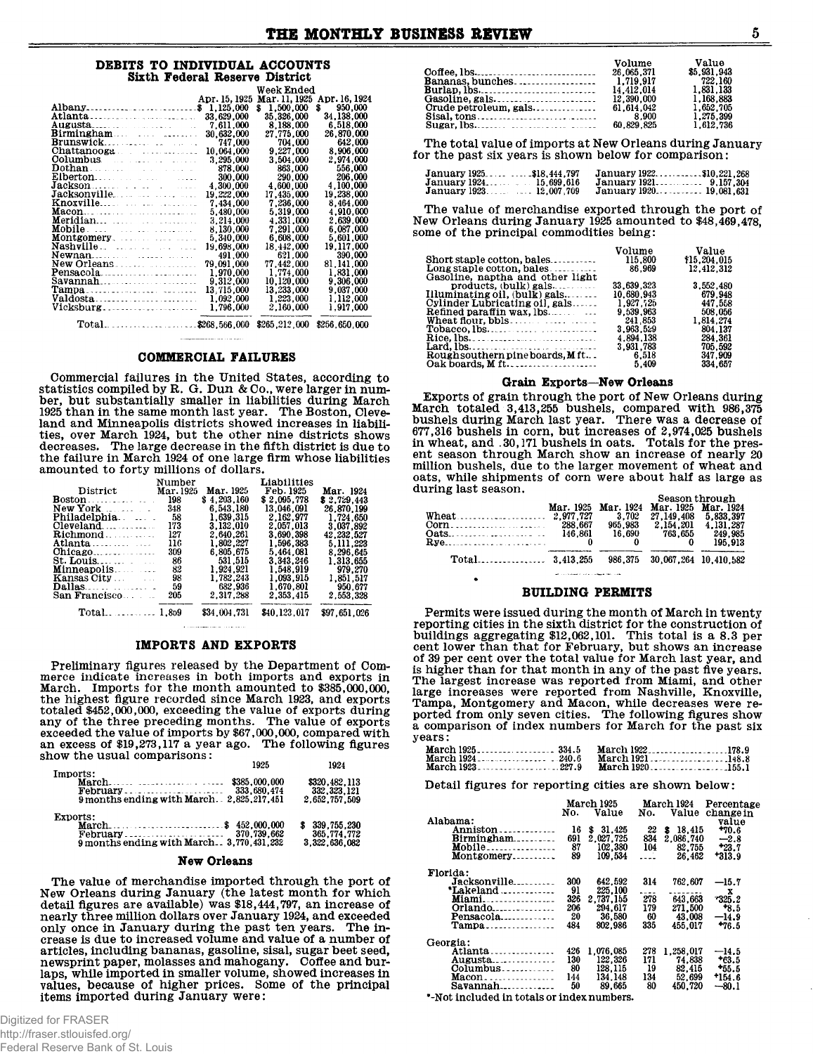## DEBITS TO INDIVIDUAL ACCOUNTS
### Sixth Federal Reserve District

| | Week Ended | | |
|---|---|---|---|
| | Apr. 15, 1925 | Mar. 11, 1925 | Apr. 16, 1924 |
| Albany | $ 1,125,000 | $ 1,500,000 | $ 950,000 |
| Atlanta | 33,629,000 | 35,326,000 | 34,138,000 |
| Augusta | 7,611,000 | 8,188,000 | 6,518,000 |
| Birmingham | 30,632,000 | 27,775,000 | 26,870,000 |
| Brunswick | 747,000 | 704,000 | 642,000 |
| Chattanooga | 10,064,000 | 9,227,000 | 8,906,000 |
| Columbus | 3,295,000 | 3,504,000 | 2,974,000 |
| Dothan | 878,000 | 863,000 | 556,000 |
| Elberton | 300,000 | 290,000 | 206,000 |
| Jackson | 4,300,000 | 4,600,000 | 4,100,000 |
| Jacksonville | 19,222,000 | 17,435,000 | 19,238,000 |
| Knoxville | 7,434,000 | 7,236,000 | 8,464,000 |
| Macon | 5,480,000 | 5,319,000 | 4,910,000 |
| Meridian | 3,214,000 | 4,331,000 | 2,639,000 |
| Mobile | 8,130,000 | 7,291,000 | 6,087,000 |
| Montgomery | 5,340,000 | 6,608,000 | 5,601,000 |
| Nashville | 19,698,000 | 18,442,000 | 19,117,000 |
| Newnan | 491,000 | 621,000 | 390,000 |
| New Orleans | 79,091,000 | 77,442,000 | 81,141,000 |
| Pensacola | 1,970,000 | 1,774,000 | 1,831,000 |
| Savannah | 9,312,000 | 10,120,000 | 9,306,000 |
| Tampa | 13,715,000 | 13,233,000 | 9,037,000 |
| Valdosta | 1,092,000 | 1,223,000 | 1,112,000 |
| Vicksburg | 1,796,000 | 2,160,000 | 1,917,000 |
| Total | $268,566,000 | $265,212,000 | $256,650,000 |

## COMMERCIAL FAILURES

Commercial failures in the United States, according to statistics compiled by R. G. Dun & Co., were larger in number, but substantially smaller in liabilities during March 1925 than in the same month last year. The Boston, Cleveland and Minneapolis districts showed increases in liabilities, over March 1924, but the other nine districts shows decreases. The large decrease in the fifth district is due to the failure in March 1924 of one large firm whose liabilities amounted to forty millions of dollars.

| District | Number Mar. 1925 | Liabilities Mar. 1925 | Feb. 1925 | Mar. 1924 |
|---|---|---|---|---|
| Boston | 198 | $ 4,203,160 | $ 2,095,778 | $ 2,729,443 |
| New York | 348 | 6,543,180 | 13,046,091 | 26,870,199 |
| Philadelphia | 58 | 1,639,315 | 2,162,977 | 1,724,650 |
| Cleveland | 173 | 3,132,010 | 2,057,013 | 3,037,892 |
| Richmond | 127 | 2,640,261 | 3,690,398 | 42,232,527 |
| Atlanta | 116 | 1,802,227 | 1,596,383 | 5,111,223 |
| Chicago | 309 | 6,805,675 | 5,464,081 | 8,296,645 |
| St. Louis | 86 | 531,515 | 3,343,246 | 1,313,655 |
| Minneapolis | 82 | 1,924,921 | 1,548,919 | 979,270 |
| Kansas City | 98 | 1,782,243 | 1,093,915 | 1,851,517 |
| Dallas | 59 | 682,936 | 1,670,801 | 950,677 |
| San Francisco | 205 | 2,317,288 | 2,353,415 | 2,553,328 |
| Total | 1,859 | $34,004,731 | $40,123,017 | $97,651,026 |

## IMPORTS AND EXPORTS

Preliminary figures released by the Department of Commerce indicate increases in both imports and exports in March. Imports for the month amounted to $385,000,000, the highest figure recorded since March 1923, and exports totaled $452,000,000, exceeding the value of exports during any of the three preceding months. The value of exports exceeded the value of imports by $67,000,000, compared with an excess of $19,273,117 a year ago. The following figures show the usual comparisons:

| | 1925 | 1924 |
|---|---|---|
| Imports: | | |
| March | $385,000,000 | $320,482,113 |
| February | 333,680,474 | 332,323,121 |
| 9 months ending with March | 2,825,217,451 | 2,652,757,509 |
| Exports: | | |
| March | $ 452,000,000 | $ 339,755,230 |
| February | 370,739,662 | 365,774,772 |
| 9 months ending with March | 3,770,431,232 | 3,322,636,082 |

### New Orleans

The value of merchandise imported through the port of New Orleans during January (the latest month for which detail figures are available) was $18,444,797, an increase of nearly three million dollars over January 1924, and exceeded only once in January during the past ten years. The increase is due to increased volume and value of a number of articles, including bananas, gasoline, sisal, sugar beet seed, newsprint paper, molasses and mahogany. Coffee and burlaps, while imported in smaller volume, showed increases in values, because of higher prices. Some of the principal items imported during January were:

| | Volume | Value |
|---|---|---|
| Coffee, lbs. | 26,065,371 | $5,931,943 |
| Bananas, bunches | 1,719,917 | 722,160 |
| Burlap, lbs. | 14,412,014 | 1,831,133 |
| Gasoline, gals. | 12,390,000 | 1,168,883 |
| Crude petroleum, gals. | 61,614,042 | 1,652,705 |
| Sisal, tons | 8,900 | 1,275,399 |
| Sugar, lbs. | 60,829,825 | 1,612,736 |

The total value of imports at New Orleans during January for the past six years is shown below for comparison:

| | | | |
|---|---|---|---|
| January 1925 | $18,444,797 | January 1922 | $10,221,268 |
| January 1924 | 15,699,616 | January 1921 | 9,157,304 |
| January 1923 | 12,007,709 | January 1920 | 19,081,631 |

The value of merchandise exported through the port of New Orleans during January 1925 amounted to $48,469,478, some of the principal commodities being:

| | Volume | Value |
|---|---|---|
| Short staple cotton, bales | 115,800 | $15,204,015 |
| Long staple cotton, bales | 86,969 | 12,412,312 |
| Gasoline, naptha and other light products, (bulk) gals. | 33,639,323 | 3,552,480 |
| Illuminating oil, (bulk) gals. | 10,680,943 | 679,948 |
| Cylinder Lubricating oil, gals. | 1,927,725 | 447,558 |
| Refined paraffin wax, lbs. | 9,539,963 | 508,056 |
| Wheat flour, bbls. | 241,853 | 1,814,274 |
| Tobacco, lbs. | 3,963,529 | 804,137 |
| Rice, lbs. | 4,894,138 | 284,361 |
| Lard, lbs. | 3,931,783 | 705,592 |
| Rough southern pine boards, M ft. | 6,518 | 347,909 |
| Oak boards, M ft. | 5,409 | 334,657 |

### Grain Exports—New Orleans

Exports of grain through the port of New Orleans during March totaled 3,413,255 bushels, compared with 986,375 bushels during March last year. There was a decrease of 677,316 bushels in corn, but increases of 2,974,025 bushels in wheat, and 30,171 bushels in oats. Totals for the present season through March show an increase of nearly 20 million bushels, due to the larger movement of wheat and oats, while shipments of corn were about half as large as during last season.

| | Mar. 1925 | Mar. 1924 | Season through Mar. 1925 | Season through Mar. 1924 |
|---|---|---|---|---|
| Wheat | 2,977,727 | 3,702 | 27,149,408 | 5,833,397 |
| Corn | 288,667 | 965,983 | 2,154,201 | 4,131,287 |
| Oats | 146,861 | 16,690 | 763,655 | 249,985 |
| Rye | 0 | 0 | 0 | 195,913 |
| Total | 3,413,255 | 986,375 | 30,067,264 | 10,410,582 |

## BUILDING PERMITS

Permits were issued during the month of March in twenty reporting cities in the sixth district for the construction of buildings aggregating $12,062,101. This total is a 8.3 per cent lower than that for February, but shows an increase of 39 per cent over the total value for March last year, and is higher than for that month in any of the past five years. The largest increase was reported from Miami, and other large increases were reported from Nashville, Knoxville, Tampa, Montgomery and Macon, while decreases were reported from only seven cities. The following figures show a comparison of index numbers for March for the past six years:

| | | | |
|---|---|---|---|
| March 1925 | 334.5 | March 1922 | 178.9 |
| March 1924 | 240.6 | March 1921 | 148.8 |
| March 1923 | 227.9 | March 1920 | 155.1 |

Detail figures for reporting cities are shown below:

| | March 1925 No. | March 1925 Value | March 1924 No. | March 1924 Value | Percentage change in value |
|---|---|---|---|---|---|
| **Alabama:** | | | | | |
| Anniston | 16 | $ 31,425 | 22 | $ 18,415 | +70.6 |
| Birmingham | 691 | 2,027,725 | 834 | 2,086,740 | —2.8 |
| Mobile | 87 | 102,380 | 104 | 82,755 | +23.7 |
| Montgomery | 89 | 109,534 | .... | 26,462 | +313.9 |
| **Florida:** | | | | | |
| Jacksonville | 300 | 642,592 | 314 | 762,607 | —15.7 |
| *Lakeland | 91 | 225,100 | .... | ........ | x |
| Miami | 326 | 2,737,155 | 278 | 643,663 | +325.2 |
| Orlando | 206 | 294,617 | 179 | 271,500 | +8.5 |
| Pensacola | 20 | 36,580 | 60 | 43,008 | —14.9 |
| Tampa | 484 | 802,986 | 335 | 455,017 | +76.5 |
| **Georgia:** | | | | | |
| Atlanta | 426 | 1,076,085 | 278 | 1,258,017 | —14.5 |
| Augusta | 130 | 122,326 | 171 | 74,838 | +63.5 |
| Columbus | 80 | 128,115 | 19 | 82,415 | +55.5 |
| Macon | 144 | 134,148 | 134 | 52,699 | +154.6 |
| Savannah | 50 | 89,665 | 80 | 450,720 | —80.1 |

*-Not included in totals or index numbers.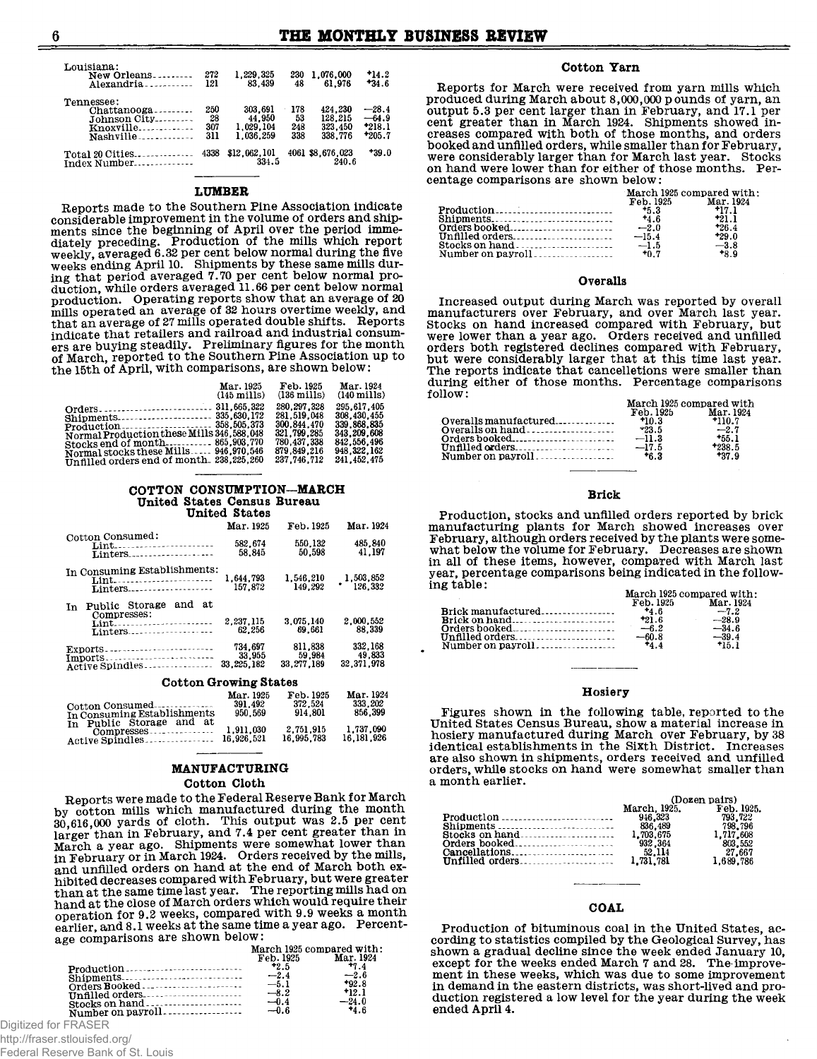| | | | | | |
|---|---|---|---|---|---|
| Louisiana: | | | | | |
| New Orleans | 272 | 1,229,325 | 230 | 1,076,000 | +14.2 |
| Alexandria | 121 | 83,439 | 48 | 61,976 | +34.6 |
| Tennessee: | | | | | |
| Chattanooga | 250 | 303,691 | 178 | 424,230 | —28.4 |
| Johnson City | 28 | 44,950 | 53 | 128,215 | —64.9 |
| Knoxville | 307 | 1,029,104 | 248 | 323,450 | +218.1 |
| Nashville | 311 | 1,036,259 | 338 | 338,776 | +205.7 |
| Total 20 Cities | 4338 | $12,062,101 | 4061 | $8,676,023 | +39.0 |
| Index Number | | 334.5 | | 240.6 | |

## LUMBER

Reports made to the Southern Pine Association indicate considerable improvement in the volume of orders and shipments since the beginning of April over the period immediately preceding. Production of the mills which report weekly, averaged 6.32 per cent below normal during the five weeks ending April 10. Shipments by these same mills during that period averaged 7.70 per cent below normal production, while orders averaged 11.66 per cent below normal production. Operating reports show that an average of 20 mills operated an average of 32 hours overtime weekly, and that an average of 27 mills operated double shifts. Reports indicate that retailers and railroad and industrial consumers are buying steadily. Preliminary figures for the month of March, reported to the Southern Pine Association up to the 15th of April, with comparisons, are shown below:

| | Mar. 1925 (145 mills) | Feb. 1925 (136 mills) | Mar. 1924 (140 mills) |
|---|---|---|---|
| Orders | 311,665,322 | 280,297,328 | 295,617,405 |
| Shipments | 335,630,172 | 281,519,048 | 308,430,455 |
| Production | 358,505,373 | 300,844,470 | 339,868,835 |
| Normal Production these Mills | 346,588,048 | 321,799,285 | 343,209,608 |
| Stocks end of month | 865,903,770 | 780,437,338 | 842,556,496 |
| Normal stocks these Mills | 946,970,546 | 879,849,216 | 948,322,162 |
| Unfilled orders end of month | 238,225,260 | 237,746,712 | 241,452,475 |

## COTTON CONSUMPTION—MARCH

### United States Census Bureau

**United States**

| | Mar. 1925 | Feb. 1925 | Mar. 1924 |
|---|---|---|---|
| Cotton Consumed: | | | |
| Lint | 582,674 | 550,132 | 485,840 |
| Linters | 58,845 | 50,598 | 41,197 |
| In Consuming Establishments: | | | |
| Lint | 1,644,793 | 1,546,210 | 1,503,852 |
| Linters | 157,872 | 149,292 | 126,332 |
| In Public Storage and at Compresses: | | | |
| Lint | 2,237,115 | 3,075,140 | 2,000,552 |
| Linters | 62,256 | 69,661 | 88,339 |
| Exports | 734,697 | 811,838 | 332,168 |
| Imports | 33,955 | 59,984 | 49,833 |
| Active Spindles | 33,225,182 | 33,277,189 | 32,371,978 |

**Cotton Growing States**

| | Mar. 1925 | Feb. 1925 | Mar. 1924 |
|---|---|---|---|
| Cotton Consumed | 391,492 | 372,524 | 333,202 |
| In Consuming Establishments | 950,569 | 914,801 | 856,399 |
| In Public Storage and at Compresses | 1,911,030 | 2,751,915 | 1,737,090 |
| Active Spindles | 16,926,521 | 16,995,783 | 16,181,926 |

## MANUFACTURING

### Cotton Cloth

Reports were made to the Federal Reserve Bank for March by cotton mills which manufactured during the month 30,616,000 yards of cloth. This output was 2.5 per cent larger than in February, and 7.4 per cent greater than in March a year ago. Shipments were somewhat lower than in February or in March 1924. Orders received by the mills, and unfilled orders on hand at the end of March both exhibited decreases compared with February, but were greater than at the same time last year. The reporting mills had on hand at the close of March orders which would require their operation for 9.2 weeks, compared with 9.9 weeks a month earlier, and 8.1 weeks at the same time a year ago. Percentage comparisons are shown below:

| | March 1925 compared with: Feb. 1925 | Mar. 1924 |
|---|---|---|
| Production | +2.5 | +7.4 |
| Shipments | —2.4 | —2.6 |
| Orders Booked | —5.1 | +92.8 |
| Unfilled orders | —8.2 | +12.1 |
| Stocks on hand | —0.4 | —24.0 |
| Number on payroll | —0.6 | +4.6 |

### Cotton Yarn

Reports for March were received from yarn mills which produced during March about 8,000,000 pounds of yarn, an output 5.3 per cent larger than in February, and 17.1 per cent greater than in March 1924. Shipments showed increases compared with both of those months, and orders booked and unfilled orders, while smaller than for February, were considerably larger than for March last year. Stocks on hand were lower than for either of those months. Percentage comparisons are shown below:

| | March 1925 compared with: Feb. 1925 | Mar. 1924 |
|---|---|---|
| Production | +5.3 | +17.1 |
| Shipments | +4.6 | +21.1 |
| Orders booked | —2.0 | +26.4 |
| Unfilled orders | —15.4 | +29.0 |
| Stocks on hand | —1.5 | —3.8 |
| Number on payroll | +0.7 | +8.9 |

### Overalls

Increased output during March was reported by overall manufacturers over February, and over March last year. Stocks on hand increased compared with February, but were lower than a year ago. Orders received and unfilled orders both registered declines compared with February, but were considerably larger that at this time last year. The reports indicate that cancelletions were smaller than during either of those months. Percentage comparisons follow:

| | March 1925 compared with Feb. 1925 | Mar. 1924 |
|---|---|---|
| Overalls manufactured | +10.3 | +110.7 |
| Overalls on hand | +23.5 | —2.7 |
| Orders booked | —11.3 | +55.1 |
| Unfilled orders | —17.5 | +238.5 |
| Number on payroll | +6.3 | +37.9 |

### Brick

Production, stocks and unfilled orders reported by brick manufacturing plants for March showed increases over February, although orders received by the plants were somewhat below the volume for February. Decreases are shown in all of these items, however, compared with March last year, percentage comparisons being indicated in the following table:

| | March 1925 compared with: Feb. 1925 | Mar. 1924 |
|---|---|---|
| Brick manufactured | +4.6 | —7.2 |
| Brick on hand | +21.6 | —28.9 |
| Orders booked | —6.2 | —34.6 |
| Unfilled orders | —60.8 | —39.4 |
| Number on payroll | +4.4 | +15.1 |

### Hosiery

Figures shown in the following table, reported to the United States Census Bureau, show a material increase in hosiery manufactured during March over February, by 38 identical establishments in the Sixth District. Increases are also shown in shipments, orders received and unfilled orders, while stocks on hand were somewhat smaller than a month earlier.

| | (Dozen pairs) March, 1925. | Feb. 1925. |
|---|---|---|
| Production | 946,323 | 793,722 |
| Shipments | 836,489 | 798,796 |
| Stocks on hand | 1,703,675 | 1,717,608 |
| Orders booked | 932,364 | 803,552 |
| Cancellations | 52,114 | 27,667 |
| Unfilled orders | 1,731,781 | 1,689,786 |

## COAL

Production of bituminous coal in the United States, according to statistics compiled by the Geological Survey, has shown a gradual decline since the week ended January 10, except for the weeks ended March 7 and 28. The improvement in these weeks, which was due to some improvement in demand in the eastern districts, was short-lived and production registered a low level for the year during the week ended April 4.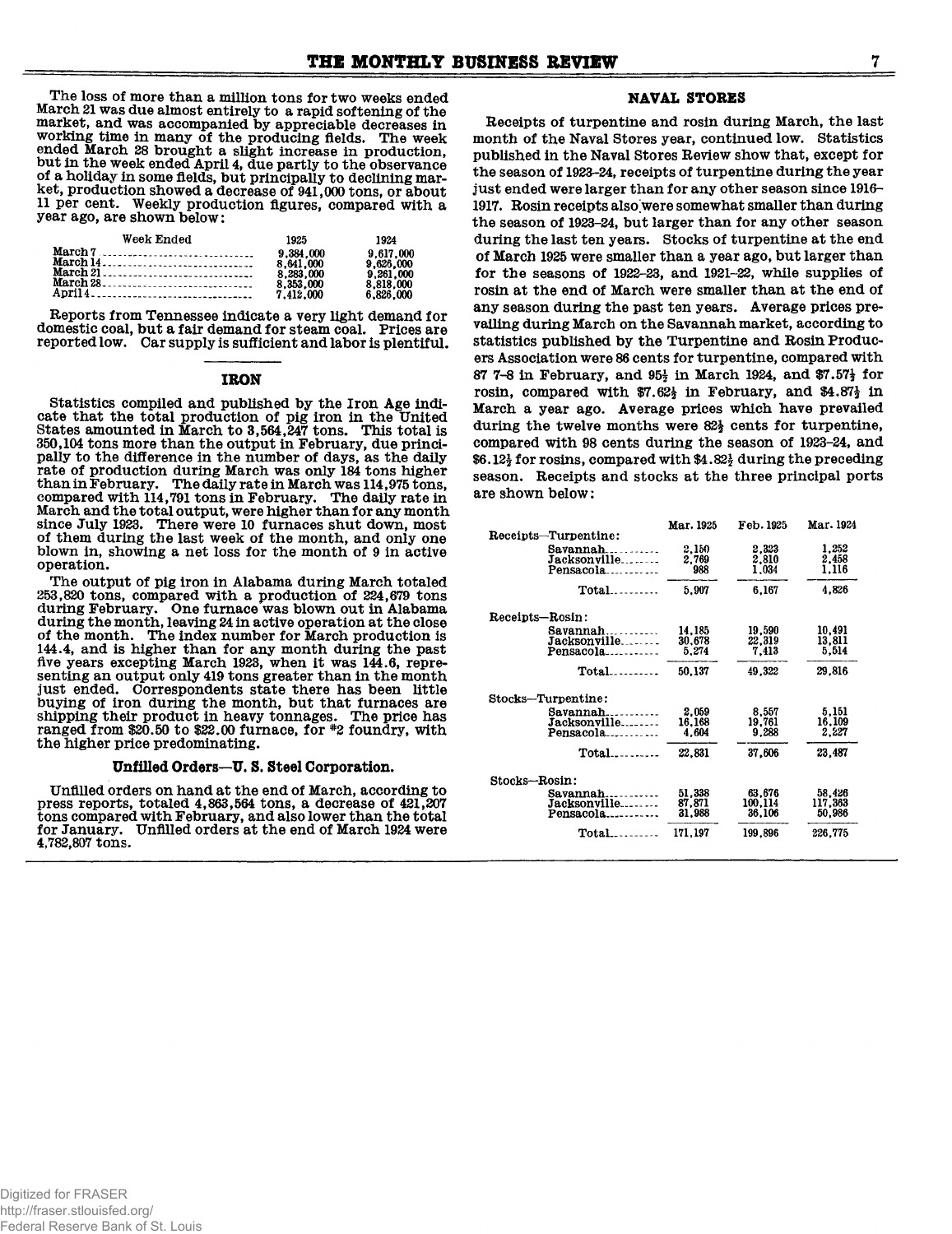The loss of more than a million tons for two weeks ended March 21 was due almost entirely to a rapid softening of the market, and was accompanied by appreciable decreases in working time in many of the producing fields. The week ended March 28 brought a slight increase in production, but in the week ended April 4, due partly to the observance of a holiday in some fields, but principally to declining market, production showed a decrease of 941,000 tons, or about 11 per cent. Weekly production figures, compared with a year ago, are shown below:

| Week Ended | 1925 | 1924 |
|---|---|---|
| March 7 | 9,384,000 | 9,617,000 |
| March 14 | 8,641,000 | 9,626,000 |
| March 21 | 8,283,000 | 9,261,000 |
| March 28 | 8,353,000 | 8,818,000 |
| April 4 | 7,412,000 | 6,826,000 |

Reports from Tennessee indicate a very light demand for domestic coal, but a fair demand for steam coal. Prices are reported low. Car supply is sufficient and labor is plentiful.

## IRON

Statistics compiled and published by the Iron Age indicate that the total production of pig iron in the United States amounted in March to 3,564,247 tons. This total is 350,104 tons more than the output in February, due principally to the difference in the number of days, as the daily rate of production during March was only 184 tons higher than in February. The daily rate in March was 114,975 tons, compared with 114,791 tons in February. The daily rate in March and the total output, were higher than for any month since July 1923. There were 10 furnaces shut down, most of them during the last week of the month, and only one blown in, showing a net loss for the month of 9 in active operation.

The output of pig iron in Alabama during March totaled 253,820 tons, compared with a production of 224,679 tons during February. One furnace was blown out in Alabama during the month, leaving 24 in active operation at the close of the month. The index number for March production is 144.4, and is higher than for any month during the past five years excepting March 1923, when it was 144.6, representing an output only 419 tons greater than in the month just ended. Correspondents state there has been little buying of iron during the month, but that furnaces are shipping their product in heavy tonnages. The price has ranged from $20.50 to $22.00 furnace, for #2 foundry, with the higher price predominating.

### Unfilled Orders—U. S. Steel Corporation.

Unfilled orders on hand at the end of March, according to press reports, totaled 4,863,564 tons, a decrease of 421,207 tons compared with February, and also lower than the total for January. Unfilled orders at the end of March 1924 were 4,782,807 tons.

## NAVAL STORES

Receipts of turpentine and rosin during March, the last month of the Naval Stores year, continued low. Statistics published in the Naval Stores Review show that, except for the season of 1923-24, receipts of turpentine during the year just ended were larger than for any other season since 1916-1917. Rosin receipts also were somewhat smaller than during the season of 1923-24, but larger than for any other season during the last ten years. Stocks of turpentine at the end of March 1925 were smaller than a year ago, but larger than for the seasons of 1922-23, and 1921-22, while supplies of rosin at the end of March were smaller than at the end of any season during the past ten years. Average prices prevailing during March on the Savannah market, according to statistics published by the Turpentine and Rosin Producers Association were 86 cents for turpentine, compared with 87 7-8 in February, and 95½ in March 1924, and $7.57½ for rosin, compared with $7.62½ in February, and $4.87½ in March a year ago. Average prices which have prevailed during the twelve months were 82½ cents for turpentine, compared with 98 cents during the season of 1923-24, and $6.12½ for rosins, compared with $4.82½ during the preceding season. Receipts and stocks at the three principal ports are shown below:

| | Mar. 1925 | Feb. 1925 | Mar. 1924 |
|---|---|---|---|
| **Receipts—Turpentine:** | | | |
| Savannah | 2,150 | 2,323 | 1,252 |
| Jacksonville | 2,769 | 2,810 | 2,458 |
| Pensacola | 988 | 1,034 | 1,116 |
| Total | 5,907 | 6,167 | 4,826 |
| **Receipts—Rosin:** | | | |
| Savannah | 14,185 | 19,590 | 10,491 |
| Jacksonville | 30,678 | 22,319 | 13,811 |
| Pensacola | 5,274 | 7,413 | 5,514 |
| Total | 50,137 | 49,322 | 29,816 |
| **Stocks—Turpentine:** | | | |
| Savannah | 2,059 | 8,557 | 5,151 |
| Jacksonville | 16,168 | 19,761 | 16,109 |
| Pensacola | 4,604 | 9,288 | 2,227 |
| Total | 22,831 | 37,606 | 23,487 |
| **Stocks—Rosin:** | | | |
| Savannah | 51,338 | 63,676 | 58,426 |
| Jacksonville | 87,871 | 100,114 | 117,363 |
| Pensacola | 31,988 | 36,106 | 50,986 |
| Total | 171,197 | 199,896 | 226,775 |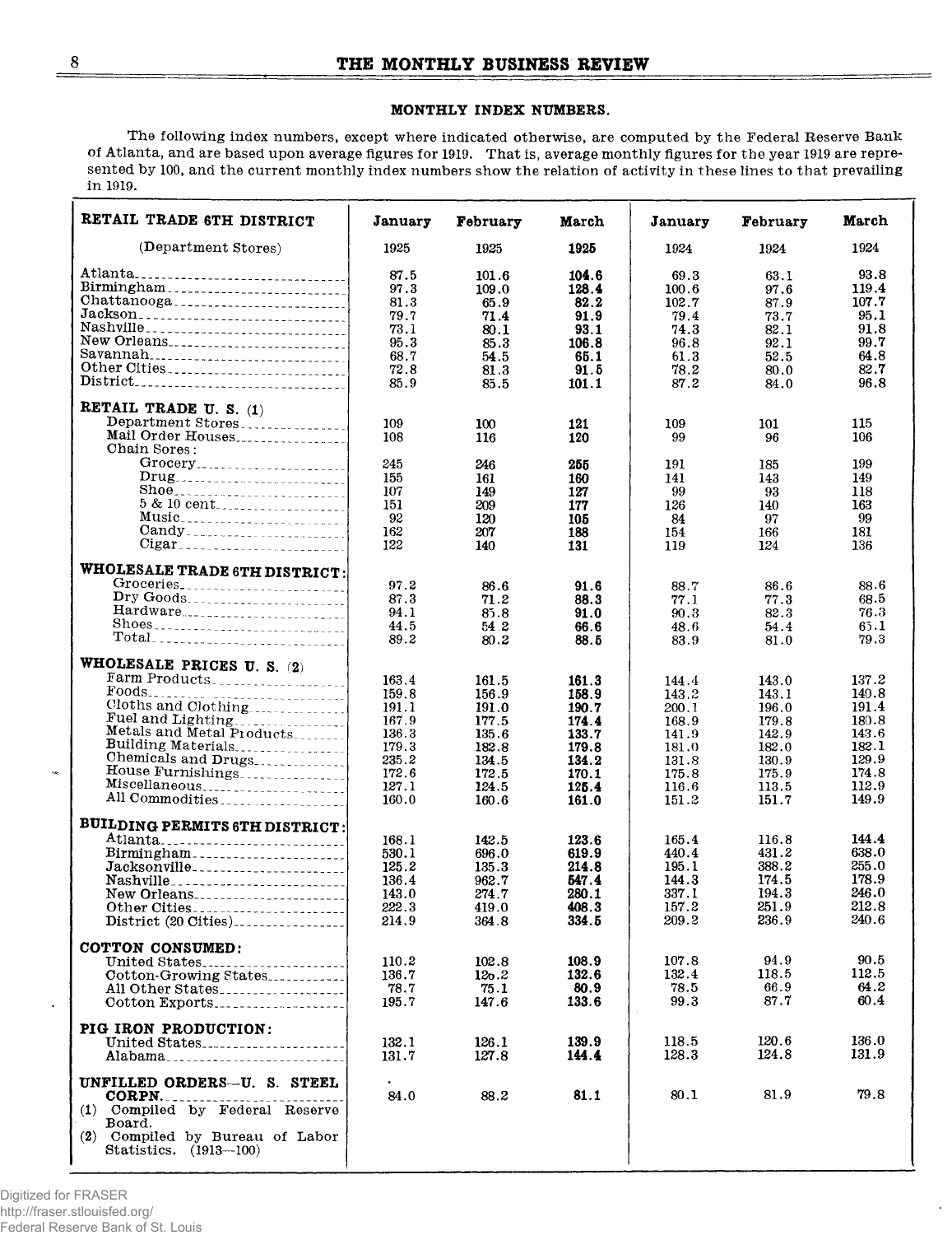## MONTHLY INDEX NUMBERS.

The following index numbers, except where indicated otherwise, are computed by the Federal Reserve Bank of Atlanta, and are based upon average figures for 1919. That is, average monthly figures for the year 1919 are represented by 100, and the current monthly index numbers show the relation of activity in these lines to that prevailing in 1919.

| RETAIL TRADE 6TH DISTRICT | January | February | March | January | February | March |
|---|---|---|---|---|---|---|
| (Department Stores) | 1925 | 1925 | **1925** | 1924 | 1924 | 1924 |
| Atlanta | 87.5 | 101.6 | **104.6** | 69.3 | 63.1 | 93.8 |
| Birmingham | 97.3 | 109.0 | **128.4** | 100.6 | 97.6 | 119.4 |
| Chattanooga | 81.3 | 65.9 | **82.2** | 102.7 | 87.9 | 107.7 |
| Jackson | 79.7 | 71.4 | **91.9** | 79.4 | 73.7 | 95.1 |
| Nashville | 73.1 | 80.1 | **93.1** | 74.3 | 82.1 | 91.8 |
| New Orleans | 95.3 | 85.3 | **106.8** | 96.8 | 92.1 | 99.7 |
| Savannah | 68.7 | 54.5 | **65.1** | 61.3 | 52.5 | 64.8 |
| Other Cities | 72.8 | 81.3 | **91.5** | 78.2 | 80.0 | 82.7 |
| District | 85.9 | 85.5 | **101.1** | 87.2 | 84.0 | 96.8 |
| **RETAIL TRADE U. S. (1)** | | | | | | |
| Department Stores | 109 | 100 | **121** | 109 | 101 | 115 |
| Mail Order Houses | 108 | 116 | **120** | 99 | 96 | 106 |
| Chain Sores: | | | | | | |
| Grocery | 245 | 246 | **255** | 191 | 185 | 199 |
| Drug | 155 | 161 | **160** | 141 | 143 | 149 |
| Shoe | 107 | 149 | **127** | 99 | 93 | 118 |
| 5 & 10 cent | 151 | 209 | **177** | 126 | 140 | 163 |
| Music | 92 | 120 | **105** | 84 | 97 | 99 |
| Candy | 162 | 207 | **188** | 154 | 166 | 181 |
| Cigar | 122 | 140 | **131** | 119 | 124 | 136 |
| **WHOLESALE TRADE 6TH DISTRICT:** | | | | | | |
| Groceries | 97.2 | 86.6 | **91.6** | 88.7 | 86.6 | 88.6 |
| Dry Goods | 87.3 | 71.2 | **88.3** | 77.1 | 77.3 | 68.5 |
| Hardware | 94.1 | 85.8 | **91.0** | 90.3 | 82.3 | 76.3 |
| Shoes | 44.5 | 54.2 | **66.6** | 48.6 | 54.4 | 65.1 |
| Total | 89.2 | 80.2 | **88.5** | 83.9 | 81.0 | 79.3 |
| **WHOLESALE PRICES U. S. (2)** | | | | | | |
| Farm Products | 163.4 | 161.5 | **161.3** | 144.4 | 143.0 | 137.2 |
| Foods | 159.8 | 156.9 | **158.9** | 143.2 | 143.1 | 140.8 |
| Cloths and Clothing | 191.1 | 191.0 | **190.7** | 200.1 | 196.0 | 191.4 |
| Fuel and Lighting | 167.9 | 177.5 | **174.4** | 168.9 | 179.8 | 180.8 |
| Metals and Metal Products | 136.3 | 135.6 | **133.7** | 141.9 | 142.9 | 143.6 |
| Building Materials | 179.3 | 182.8 | **179.8** | 181.0 | 182.0 | 182.1 |
| Chemicals and Drugs | 235.2 | 134.5 | **134.2** | 131.8 | 130.9 | 129.9 |
| House Furnishings | 172.6 | 172.5 | **170.1** | 175.8 | 175.9 | 174.8 |
| Miscellaneous | 127.1 | 124.5 | **125.4** | 116.6 | 113.5 | 112.9 |
| All Commodities | 160.0 | 160.6 | **161.0** | 151.2 | 151.7 | 149.9 |
| **BUILDING PERMITS 6TH DISTRICT:** | | | | | | |
| Atlanta | 168.1 | 142.5 | **123.6** | 165.4 | 116.8 | 144.4 |
| Birmingham | 530.1 | 696.0 | **619.9** | 440.4 | 431.2 | 638.0 |
| Jacksonville | 125.2 | 135.3 | **214.8** | 195.1 | 388.2 | 255.0 |
| Nashville | 136.4 | 962.7 | **547.4** | 144.3 | 174.5 | 178.9 |
| New Orleans | 143.0 | 274.7 | **280.1** | 337.1 | 194.3 | 246.0 |
| Other Cities | 222.3 | 419.0 | **408.3** | 157.2 | 251.9 | 212.8 |
| District (20 Cities) | 214.9 | 364.8 | **334.5** | 209.2 | 236.9 | 240.6 |
| **COTTON CONSUMED:** | | | | | | |
| United States | 110.2 | 102.8 | **108.9** | 107.8 | 94.9 | 90.5 |
| Cotton-Growing States | 136.7 | 126.2 | **132.6** | 132.4 | 118.5 | 112.5 |
| All Other States | 78.7 | 75.1 | **80.9** | 78.5 | 66.9 | 64.2 |
| Cotton Exports | 195.7 | 147.6 | **133.6** | 99.3 | 87.7 | 60.4 |
| **PIG IRON PRODUCTION:** | | | | | | |
| United States | 132.1 | 126.1 | **139.9** | 118.5 | 120.6 | 136.0 |
| Alabama | 131.7 | 127.8 | **144.4** | 128.3 | 124.8 | 131.9 |
| **UNFILLED ORDERS—U. S. STEEL CORPN.** | 84.0 | 88.2 | **81.1** | 80.1 | 81.9 | 79.8 |

(1) Compiled by Federal Reserve Board.
(2) Compiled by Bureau of Labor Statistics. (1913—100)